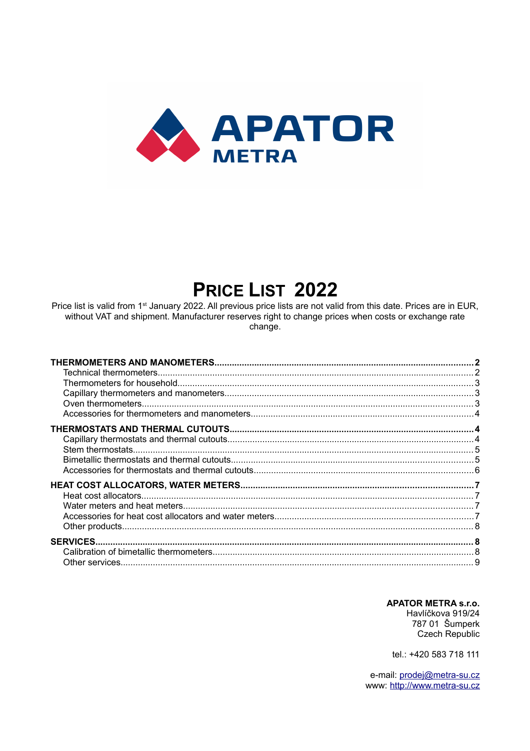APATOR
METRA

# Price List 2022

Price list is valid from 1st January 2022. All previous price lists are not valid from this date. Prices are in EUR, without VAT and shipment. Manufacturer reserves right to change prices when costs or exchange rate change.

**THERMOMETERS AND MANOMETERS......2**
- Technical thermometers......2
- Thermometers for household......3
- Capillary thermometers and manometers......3
- Oven thermometers......3
- Accessories for thermometers and manometers......4

**THERMOSTATS AND THERMAL CUTOUTS......4**
- Capillary thermostats and thermal cutouts......4
- Stem thermostats......5
- Bimetallic thermostats and thermal cutouts......5
- Accessories for thermostats and thermal cutouts......6

**HEAT COST ALLOCATORS, WATER METERS......7**
- Heat cost allocators......7
- Water meters and heat meters......7
- Accessories for heat cost allocators and water meters......7
- Other products......8

**SERVICES......8**
- Calibration of bimetallic thermometers......8
- Other services......9

**APATOR METRA s.r.o.**
Havlíčkova 919/24
787 01 Šumperk
Czech Republic

tel.: +420 583 718 111

e-mail: prodej@metra-su.cz
www: http://www.metra-su.cz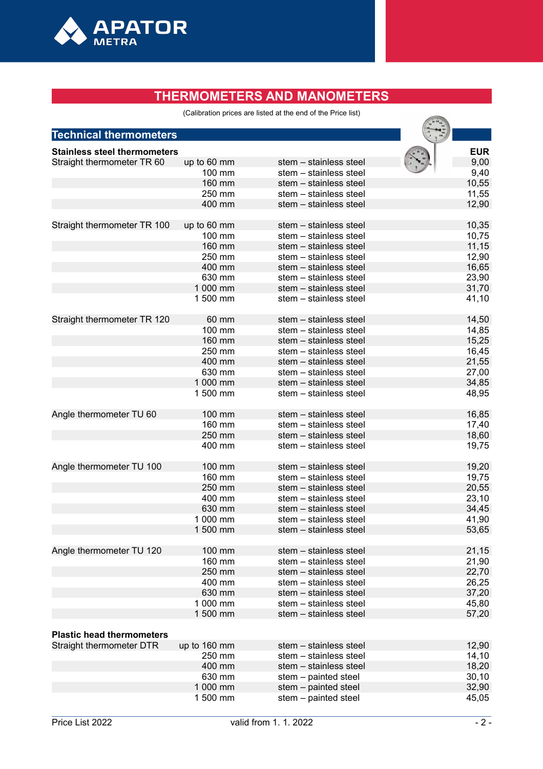# THERMOMETERS AND MANOMETERS

(Calibration prices are listed at the end of the Price list)

## Technical thermometers

| Stainless steel thermometers | | | EUR |
|---|---|---|---|
| Straight thermometer TR 60 | up to 60 mm | stem – stainless steel | 9,00 |
| | 100 mm | stem – stainless steel | 9,40 |
| | 160 mm | stem – stainless steel | 10,55 |
| | 250 mm | stem – stainless steel | 11,55 |
| | 400 mm | stem – stainless steel | 12,90 |
| Straight thermometer TR 100 | up to 60 mm | stem – stainless steel | 10,35 |
| | 100 mm | stem – stainless steel | 10,75 |
| | 160 mm | stem – stainless steel | 11,15 |
| | 250 mm | stem – stainless steel | 12,90 |
| | 400 mm | stem – stainless steel | 16,65 |
| | 630 mm | stem – stainless steel | 23,90 |
| | 1 000 mm | stem – stainless steel | 31,70 |
| | 1 500 mm | stem – stainless steel | 41,10 |
| Straight thermometer TR 120 | 60 mm | stem – stainless steel | 14,50 |
| | 100 mm | stem – stainless steel | 14,85 |
| | 160 mm | stem – stainless steel | 15,25 |
| | 250 mm | stem – stainless steel | 16,45 |
| | 400 mm | stem – stainless steel | 21,55 |
| | 630 mm | stem – stainless steel | 27,00 |
| | 1 000 mm | stem – stainless steel | 34,85 |
| | 1 500 mm | stem – stainless steel | 48,95 |
| Angle thermometer TU 60 | 100 mm | stem – stainless steel | 16,85 |
| | 160 mm | stem – stainless steel | 17,40 |
| | 250 mm | stem – stainless steel | 18,60 |
| | 400 mm | stem – stainless steel | 19,75 |
| Angle thermometer TU 100 | 100 mm | stem – stainless steel | 19,20 |
| | 160 mm | stem – stainless steel | 19,75 |
| | 250 mm | stem – stainless steel | 20,55 |
| | 400 mm | stem – stainless steel | 23,10 |
| | 630 mm | stem – stainless steel | 34,45 |
| | 1 000 mm | stem – stainless steel | 41,90 |
| | 1 500 mm | stem – stainless steel | 53,65 |
| Angle thermometer TU 120 | 100 mm | stem – stainless steel | 21,15 |
| | 160 mm | stem – stainless steel | 21,90 |
| | 250 mm | stem – stainless steel | 22,70 |
| | 400 mm | stem – stainless steel | 26,25 |
| | 630 mm | stem – stainless steel | 37,20 |
| | 1 000 mm | stem – stainless steel | 45,80 |
| | 1 500 mm | stem – stainless steel | 57,20 |

| Plastic head thermometers | | | |
|---|---|---|---|
| Straight thermometer DTR | up to 160 mm | stem – stainless steel | 12,90 |
| | 250 mm | stem – stainless steel | 14,10 |
| | 400 mm | stem – stainless steel | 18,20 |
| | 630 mm | stem – painted steel | 30,10 |
| | 1 000 mm | stem – painted steel | 32,90 |
| | 1 500 mm | stem – painted steel | 45,05 |

Price List 2022 valid from 1. 1. 2022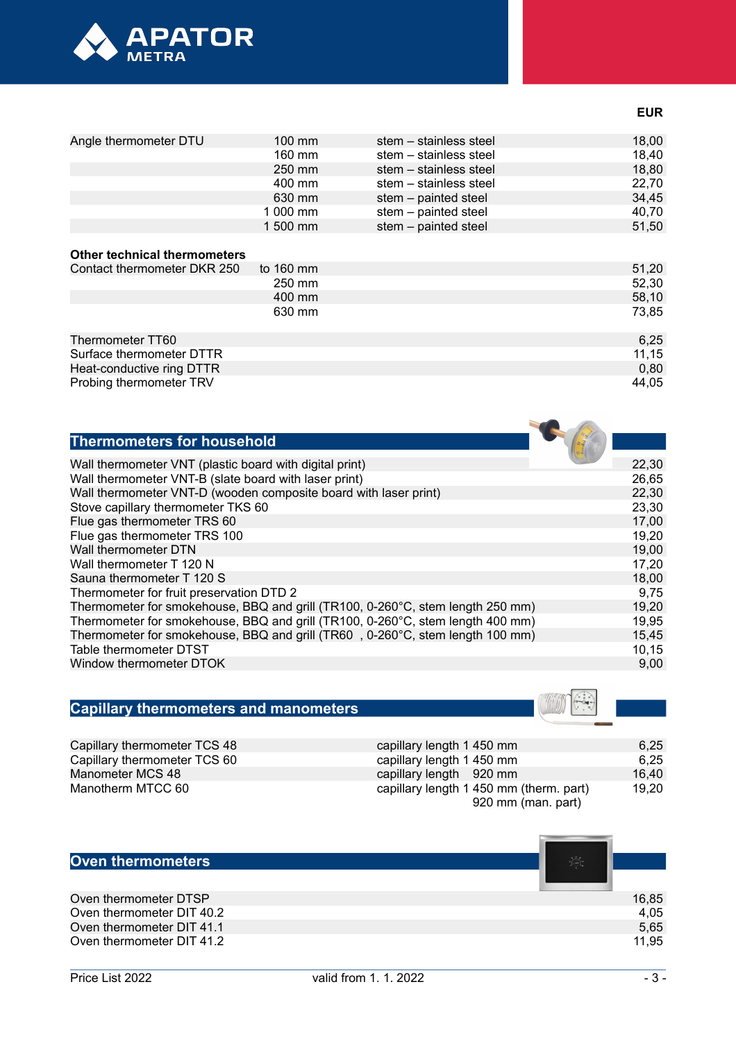| | | | EUR |
|---|---|---|---|
| Angle thermometer DTU | 100 mm | stem – stainless steel | 18,00 |
| | 160 mm | stem – stainless steel | 18,40 |
| | 250 mm | stem – stainless steel | 18,80 |
| | 400 mm | stem – stainless steel | 22,70 |
| | 630 mm | stem – painted steel | 34,45 |
| | 1 000 mm | stem – painted steel | 40,70 |
| | 1 500 mm | stem – painted steel | 51,50 |

**Other technical thermometers**

| | | |
|---|---|---|
| Contact thermometer DKR 250 | to 160 mm | 51,20 |
| | 250 mm | 52,30 |
| | 400 mm | 58,10 |
| | 630 mm | 73,85 |

| | |
|---|---|
| Thermometer TT60 | 6,25 |
| Surface thermometer DTTR | 11,15 |
| Heat-conductive ring DTTR | 0,80 |
| Probing thermometer TRV | 44,05 |

## Thermometers for household

| | |
|---|---|
| Wall thermometer VNT (plastic board with digital print) | 22,30 |
| Wall thermometer VNT-B (slate board with laser print) | 26,65 |
| Wall thermometer VNT-D (wooden composite board with laser print) | 22,30 |
| Stove capillary thermometer TKS 60 | 23,30 |
| Flue gas thermometer TRS 60 | 17,00 |
| Flue gas thermometer TRS 100 | 19,20 |
| Wall thermometer DTN | 19,00 |
| Wall thermometer T 120 N | 17,20 |
| Sauna thermometer T 120 S | 18,00 |
| Thermometer for fruit preservation DTD 2 | 9,75 |
| Thermometer for smokehouse, BBQ and grill (TR100, 0-260°C, stem length 250 mm) | 19,20 |
| Thermometer for smokehouse, BBQ and grill (TR100, 0-260°C, stem length 400 mm) | 19,95 |
| Thermometer for smokehouse, BBQ and grill (TR60 , 0-260°C, stem length 100 mm) | 15,45 |
| Table thermometer DTST | 10,15 |
| Window thermometer DTOK | 9,00 |

## Capillary thermometers and manometers

| | | |
|---|---|---|
| Capillary thermometer TCS 48 | capillary length 1 450 mm | 6,25 |
| Capillary thermometer TCS 60 | capillary length 1 450 mm | 6,25 |
| Manometer MCS 48 | capillary length 920 mm | 16,40 |
| Manotherm MTCC 60 | capillary length 1 450 mm (therm. part)<br>920 mm (man. part) | 19,20 |

## Oven thermometers

| | |
|---|---|
| Oven thermometer DTSP | 16,85 |
| Oven thermometer DIT 40.2 | 4,05 |
| Oven thermometer DIT 41.1 | 5,65 |
| Oven thermometer DIT 41.2 | 11,95 |

Price List 2022 valid from 1. 1. 2022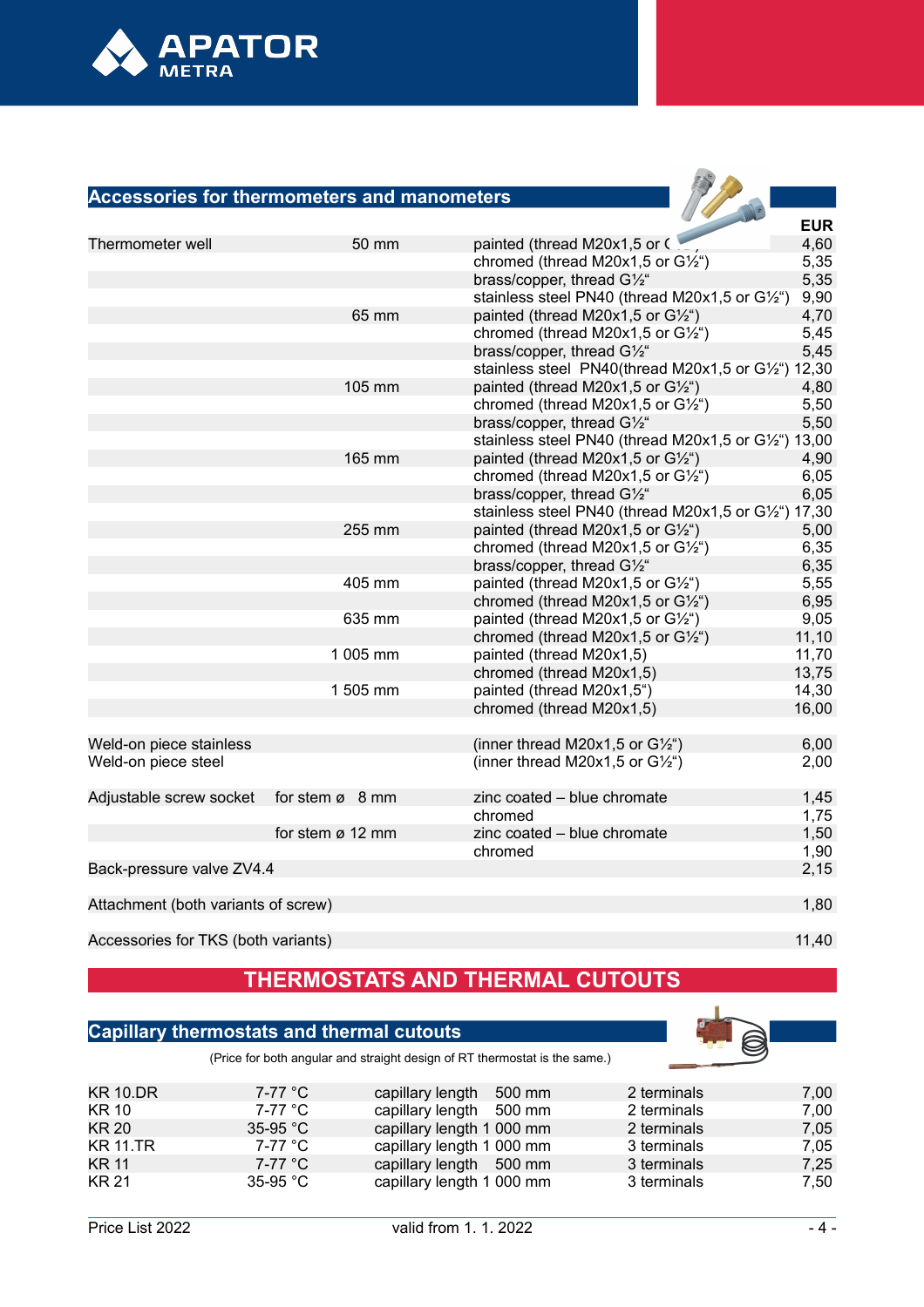## Accessories for thermometers and manometers

| | | | EUR |
|---|---|---|---|
| Thermometer well | 50 mm | painted (thread M20x1,5 or G½“) | 4,60 |
| | | chromed (thread M20x1,5 or G½“) | 5,35 |
| | | brass/copper, thread G½“ | 5,35 |
| | | stainless steel PN40 (thread M20x1,5 or G½“) | 9,90 |
| | 65 mm | painted (thread M20x1,5 or G½“) | 4,70 |
| | | chromed (thread M20x1,5 or G½“) | 5,45 |
| | | brass/copper, thread G½“ | 5,45 |
| | | stainless steel PN40(thread M20x1,5 or G½“) | 12,30 |
| | 105 mm | painted (thread M20x1,5 or G½“) | 4,80 |
| | | chromed (thread M20x1,5 or G½“) | 5,50 |
| | | brass/copper, thread G½“ | 5,50 |
| | | stainless steel PN40 (thread M20x1,5 or G½“) | 13,00 |
| | 165 mm | painted (thread M20x1,5 or G½“) | 4,90 |
| | | chromed (thread M20x1,5 or G½“) | 6,05 |
| | | brass/copper, thread G½“ | 6,05 |
| | | stainless steel PN40 (thread M20x1,5 or G½“) | 17,30 |
| | 255 mm | painted (thread M20x1,5 or G½“) | 5,00 |
| | | chromed (thread M20x1,5 or G½“) | 6,35 |
| | | brass/copper, thread G½“ | 6,35 |
| | 405 mm | painted (thread M20x1,5 or G½“) | 5,55 |
| | | chromed (thread M20x1,5 or G½“) | 6,95 |
| | 635 mm | painted (thread M20x1,5 or G½“) | 9,05 |
| | | chromed (thread M20x1,5 or G½“) | 11,10 |
| | 1 005 mm | painted (thread M20x1,5) | 11,70 |
| | | chromed (thread M20x1,5) | 13,75 |
| | 1 505 mm | painted (thread M20x1,5“) | 14,30 |
| | | chromed (thread M20x1,5) | 16,00 |
| Weld-on piece stainless | | (inner thread M20x1,5 or G½“) | 6,00 |
| Weld-on piece steel | | (inner thread M20x1,5 or G½“) | 2,00 |
| Adjustable screw socket | for stem ø 8 mm | zinc coated – blue chromate | 1,45 |
| | | chromed | 1,75 |
| | for stem ø 12 mm | zinc coated – blue chromate | 1,50 |
| | | chromed | 1,90 |
| Back-pressure valve ZV4.4 | | | 2,15 |
| Attachment (both variants of screw) | | | 1,80 |
| Accessories for TKS (both variants) | | | 11,40 |

# THERMOSTATS AND THERMAL CUTOUTS

## Capillary thermostats and thermal cutouts

(Price for both angular and straight design of RT thermostat is the same.)

| | | | | |
|---|---|---|---|---|
| KR 10.DR | 7-77 °C | capillary length 500 mm | 2 terminals | 7,00 |
| KR 10 | 7-77 °C | capillary length 500 mm | 2 terminals | 7,00 |
| KR 20 | 35-95 °C | capillary length 1 000 mm | 2 terminals | 7,05 |
| KR 11.TR | 7-77 °C | capillary length 1 000 mm | 3 terminals | 7,05 |
| KR 11 | 7-77 °C | capillary length 500 mm | 3 terminals | 7,25 |
| KR 21 | 35-95 °C | capillary length 1 000 mm | 3 terminals | 7,50 |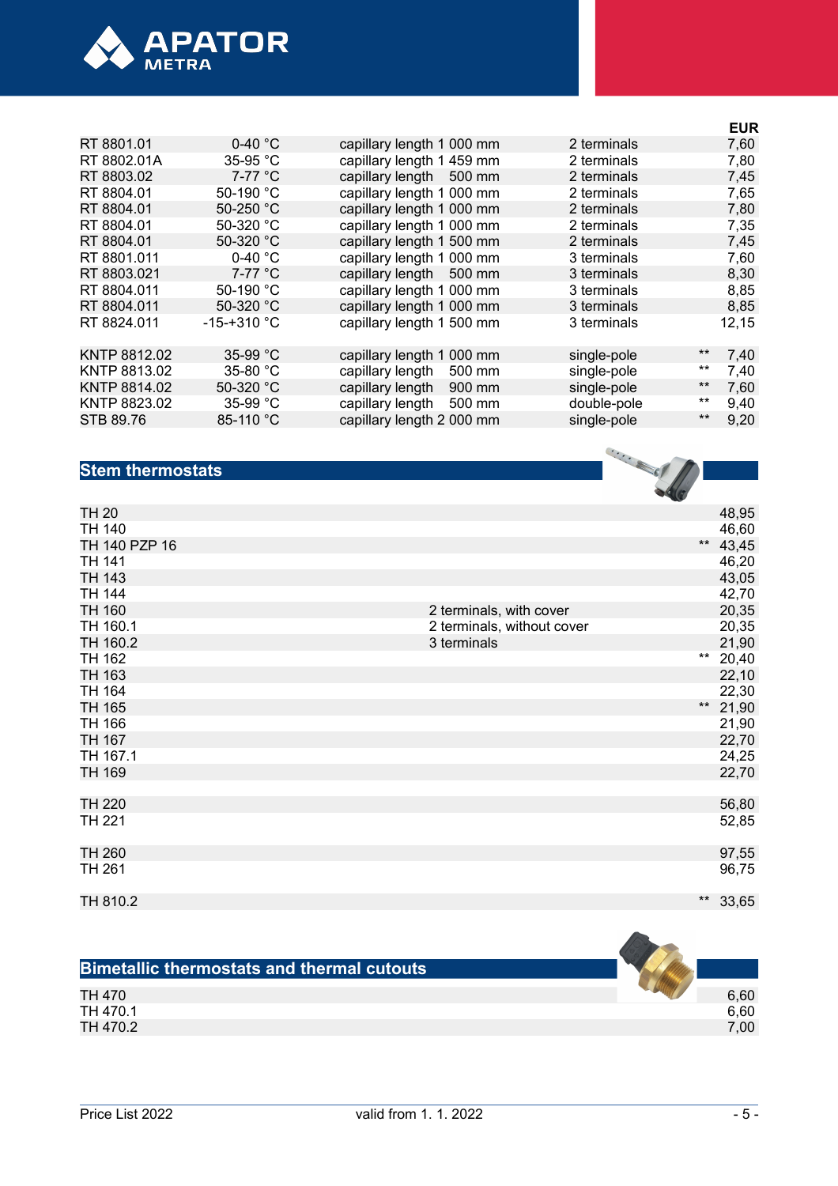| | | | | | EUR |
|---|---|---|---|---|---|
| RT 8801.01 | 0-40 °C | capillary length 1 000 mm | 2 terminals | | 7,60 |
| RT 8802.01A | 35-95 °C | capillary length 1 459 mm | 2 terminals | | 7,80 |
| RT 8803.02 | 7-77 °C | capillary length 500 mm | 2 terminals | | 7,45 |
| RT 8804.01 | 50-190 °C | capillary length 1 000 mm | 2 terminals | | 7,65 |
| RT 8804.01 | 50-250 °C | capillary length 1 000 mm | 2 terminals | | 7,80 |
| RT 8804.01 | 50-320 °C | capillary length 1 000 mm | 2 terminals | | 7,35 |
| RT 8804.01 | 50-320 °C | capillary length 1 500 mm | 2 terminals | | 7,45 |
| RT 8801.011 | 0-40 °C | capillary length 1 000 mm | 3 terminals | | 7,60 |
| RT 8803.021 | 7-77 °C | capillary length 500 mm | 3 terminals | | 8,30 |
| RT 8804.011 | 50-190 °C | capillary length 1 000 mm | 3 terminals | | 8,85 |
| RT 8804.011 | 50-320 °C | capillary length 1 000 mm | 3 terminals | | 8,85 |
| RT 8824.011 | -15-+310 °C | capillary length 1 500 mm | 3 terminals | | 12,15 |
| | | | | | |
| KNTP 8812.02 | 35-99 °C | capillary length 1 000 mm | single-pole | ** | 7,40 |
| KNTP 8813.02 | 35-80 °C | capillary length 500 mm | single-pole | ** | 7,40 |
| KNTP 8814.02 | 50-320 °C | capillary length 900 mm | single-pole | ** | 7,60 |
| KNTP 8823.02 | 35-99 °C | capillary length 500 mm | double-pole | ** | 9,40 |
| STB 89.76 | 85-110 °C | capillary length 2 000 mm | single-pole | ** | 9,20 |

## Stem thermostats

| | | | |
|---|---|---|---|
| TH 20 | | | 48,95 |
| TH 140 | | | 46,60 |
| TH 140 PZP 16 | | ** | 43,45 |
| TH 141 | | | 46,20 |
| TH 143 | | | 43,05 |
| TH 144 | | | 42,70 |
| TH 160 | 2 terminals, with cover | | 20,35 |
| TH 160.1 | 2 terminals, without cover | | 20,35 |
| TH 160.2 | 3 terminals | | 21,90 |
| TH 162 | | ** | 20,40 |
| TH 163 | | | 22,10 |
| TH 164 | | | 22,30 |
| TH 165 | | ** | 21,90 |
| TH 166 | | | 21,90 |
| TH 167 | | | 22,70 |
| TH 167.1 | | | 24,25 |
| TH 169 | | | 22,70 |
| | | | |
| TH 220 | | | 56,80 |
| TH 221 | | | 52,85 |
| | | | |
| TH 260 | | | 97,55 |
| TH 261 | | | 96,75 |
| | | | |
| TH 810.2 | | ** | 33,65 |

## Bimetallic thermostats and thermal cutouts

| | |
|---|---|
| TH 470 | 6,60 |
| TH 470.1 | 6,60 |
| TH 470.2 | 7,00 |

Price List 2022 valid from 1. 1. 2022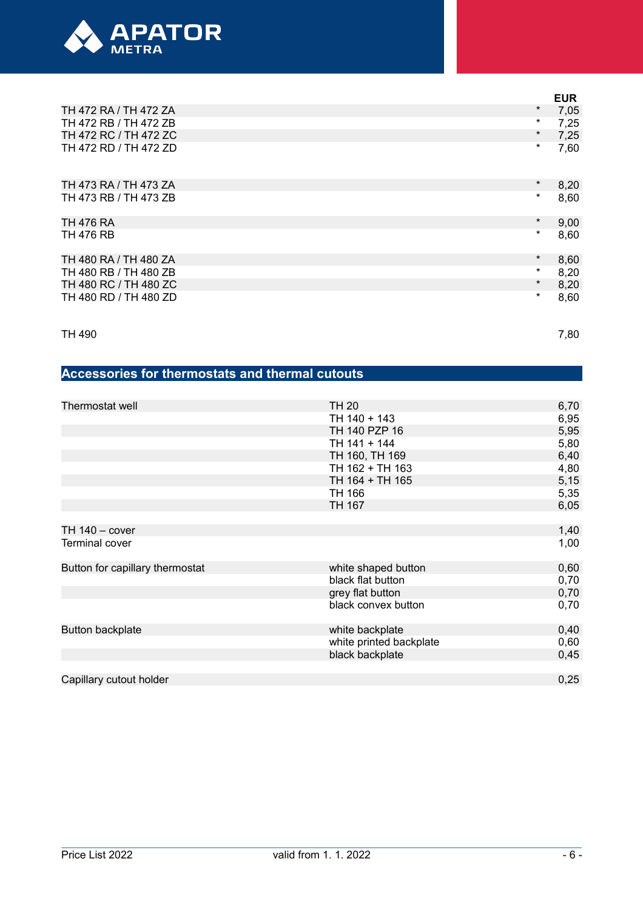| | | EUR |
|---|---|---|
| TH 472 RA / TH 472 ZA | * | 7,05 |
| TH 472 RB / TH 472 ZB | * | 7,25 |
| TH 472 RC / TH 472 ZC | * | 7,25 |
| TH 472 RD / TH 472 ZD | * | 7,60 |
| | | |
| TH 473 RA / TH 473 ZA | * | 8,20 |
| TH 473 RB / TH 473 ZB | * | 8,60 |
| | | |
| TH 476 RA | * | 9,00 |
| TH 476 RB | * | 8,60 |
| | | |
| TH 480 RA / TH 480 ZA | * | 8,60 |
| TH 480 RB / TH 480 ZB | * | 8,20 |
| TH 480 RC / TH 480 ZC | * | 8,20 |
| TH 480 RD / TH 480 ZD | * | 8,60 |
| | | |
| TH 490 | | 7,80 |

## Accessories for thermostats and thermal cutouts

| | | |
|---|---|---|
| Thermostat well | TH 20 | 6,70 |
| | TH 140 + 143 | 6,95 |
| | TH 140 PZP 16 | 5,95 |
| | TH 141 + 144 | 5,80 |
| | TH 160, TH 169 | 6,40 |
| | TH 162 + TH 163 | 4,80 |
| | TH 164 + TH 165 | 5,15 |
| | TH 166 | 5,35 |
| | TH 167 | 6,05 |
| | | |
| TH 140 – cover | | 1,40 |
| Terminal cover | | 1,00 |
| | | |
| Button for capillary thermostat | white shaped button | 0,60 |
| | black flat button | 0,70 |
| | grey flat button | 0,70 |
| | black convex button | 0,70 |
| | | |
| Button backplate | white backplate | 0,40 |
| | white printed backplate | 0,60 |
| | black backplate | 0,45 |
| | | |
| Capillary cutout holder | | 0,25 |

Price List 2022 valid from 1. 1. 2022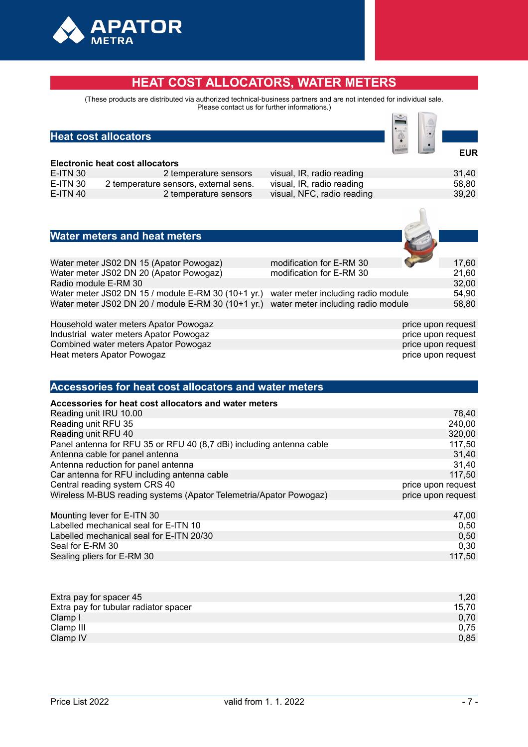# HEAT COST ALLOCATORS, WATER METERS

(These products are distributed via authorized technical-business partners and are not intended for individual sale.
Please contact us for further informations.)

## Heat cost allocators

| Electronic heat cost allocators | | | EUR |
|---|---|---|---|
| E-ITN 30 | 2 temperature sensors | visual, IR, radio reading | 31,40 |
| E-ITN 30 | 2 temperature sensors, external sens. | visual, IR, radio reading | 58,80 |
| E-ITN 40 | 2 temperature sensors | visual, NFC, radio reading | 39,20 |

## Water meters and heat meters

| Item | Description | EUR |
|---|---|---|
| Water meter JS02 DN 15 (Apator Powogaz) | modification for E-RM 30 | 17,60 |
| Water meter JS02 DN 20 (Apator Powogaz) | modification for E-RM 30 | 21,60 |
| Radio module E-RM 30 | | 32,00 |
| Water meter JS02 DN 15 / module E-RM 30 (10+1 yr.) | water meter including radio module | 54,90 |
| Water meter JS02 DN 20 / module E-RM 30 (10+1 yr.) | water meter including radio module | 58,80 |

| Item | EUR |
|---|---|
| Household water meters Apator Powogaz | price upon request |
| Industrial water meters Apator Powogaz | price upon request |
| Combined water meters Apator Powogaz | price upon request |
| Heat meters Apator Powogaz | price upon request |

## Accessories for heat cost allocators and water meters

| Accessories for heat cost allocators and water meters | EUR |
|---|---|
| Reading unit IRU 10.00 | 78,40 |
| Reading unit RFU 35 | 240,00 |
| Reading unit RFU 40 | 320,00 |
| Panel antenna for RFU 35 or RFU 40 (8,7 dBi) including antenna cable | 117,50 |
| Antenna cable for panel antenna | 31,40 |
| Antenna reduction for panel antenna | 31,40 |
| Car antenna for RFU including antenna cable | 117,50 |
| Central reading system CRS 40 | price upon request |
| Wireless M-BUS reading systems (Apator Telemetria/Apator Powogaz) | price upon request |

| Item | EUR |
|---|---|
| Mounting lever for E-ITN 30 | 47,00 |
| Labelled mechanical seal for E-ITN 10 | 0,50 |
| Labelled mechanical seal for E-ITN 20/30 | 0,50 |
| Seal for E-RM 30 | 0,30 |
| Sealing pliers for E-RM 30 | 117,50 |

| Item | EUR |
|---|---|
| Extra pay for spacer 45 | 1,20 |
| Extra pay for tubular radiator spacer | 15,70 |
| Clamp I | 0,70 |
| Clamp III | 0,75 |
| Clamp IV | 0,85 |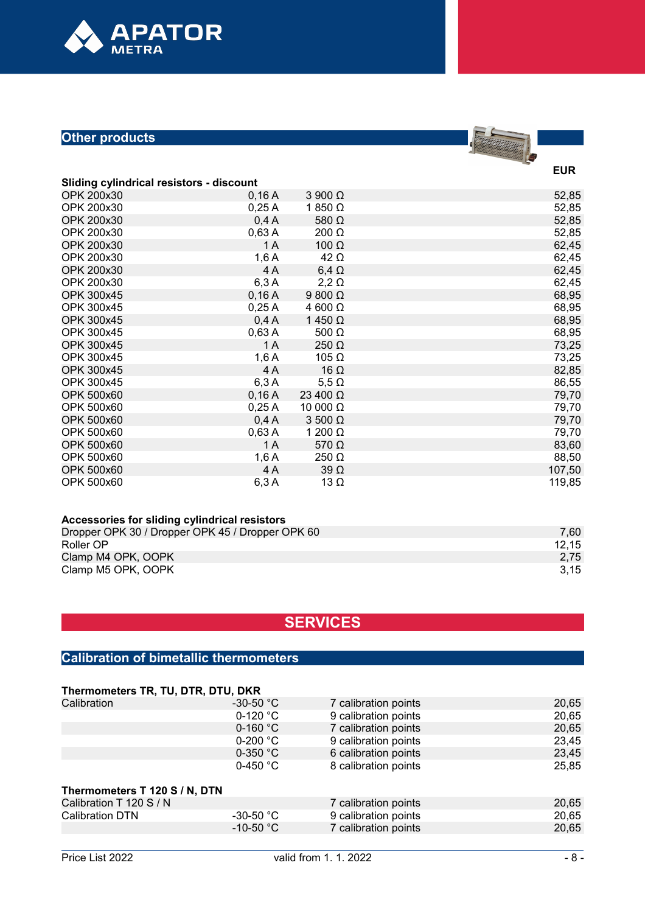## Other products

### Sliding cylindrical resistors - discount

| | | | EUR |
|---|---|---|---|
| OPK 200x30 | 0,16 A | 3 900 Ω | 52,85 |
| OPK 200x30 | 0,25 A | 1 850 Ω | 52,85 |
| OPK 200x30 | 0,4 A | 580 Ω | 52,85 |
| OPK 200x30 | 0,63 A | 200 Ω | 52,85 |
| OPK 200x30 | 1 A | 100 Ω | 62,45 |
| OPK 200x30 | 1,6 A | 42 Ω | 62,45 |
| OPK 200x30 | 4 A | 6,4 Ω | 62,45 |
| OPK 200x30 | 6,3 A | 2,2 Ω | 62,45 |
| OPK 300x45 | 0,16 A | 9 800 Ω | 68,95 |
| OPK 300x45 | 0,25 A | 4 600 Ω | 68,95 |
| OPK 300x45 | 0,4 A | 1 450 Ω | 68,95 |
| OPK 300x45 | 0,63 A | 500 Ω | 68,95 |
| OPK 300x45 | 1 A | 250 Ω | 73,25 |
| OPK 300x45 | 1,6 A | 105 Ω | 73,25 |
| OPK 300x45 | 4 A | 16 Ω | 82,85 |
| OPK 300x45 | 6,3 A | 5,5 Ω | 86,55 |
| OPK 500x60 | 0,16 A | 23 400 Ω | 79,70 |
| OPK 500x60 | 0,25 A | 10 000 Ω | 79,70 |
| OPK 500x60 | 0,4 A | 3 500 Ω | 79,70 |
| OPK 500x60 | 0,63 A | 1 200 Ω | 79,70 |
| OPK 500x60 | 1 A | 570 Ω | 83,60 |
| OPK 500x60 | 1,6 A | 250 Ω | 88,50 |
| OPK 500x60 | 4 A | 39 Ω | 107,50 |
| OPK 500x60 | 6,3 A | 13 Ω | 119,85 |

### Accessories for sliding cylindrical resistors

| | EUR |
|---|---|
| Dropper OPK 30 / Dropper OPK 45 / Dropper OPK 60 | 7,60 |
| Roller OP | 12,15 |
| Clamp M4 OPK, OOPK | 2,75 |
| Clamp M5 OPK, OOPK | 3,15 |

# SERVICES

## Calibration of bimetallic thermometers

### Thermometers TR, TU, DTR, DTU, DKR

| | | | EUR |
|---|---|---|---|
| Calibration | -30-50 °C | 7 calibration points | 20,65 |
| | 0-120 °C | 9 calibration points | 20,65 |
| | 0-160 °C | 7 calibration points | 20,65 |
| | 0-200 °C | 9 calibration points | 23,45 |
| | 0-350 °C | 6 calibration points | 23,45 |
| | 0-450 °C | 8 calibration points | 25,85 |

### Thermometers T 120 S / N, DTN

| | | | EUR |
|---|---|---|---|
| Calibration T 120 S / N | | 7 calibration points | 20,65 |
| Calibration DTN | -30-50 °C | 9 calibration points | 20,65 |
| | -10-50 °C | 7 calibration points | 20,65 |

Price List 2022 valid from 1. 1. 2022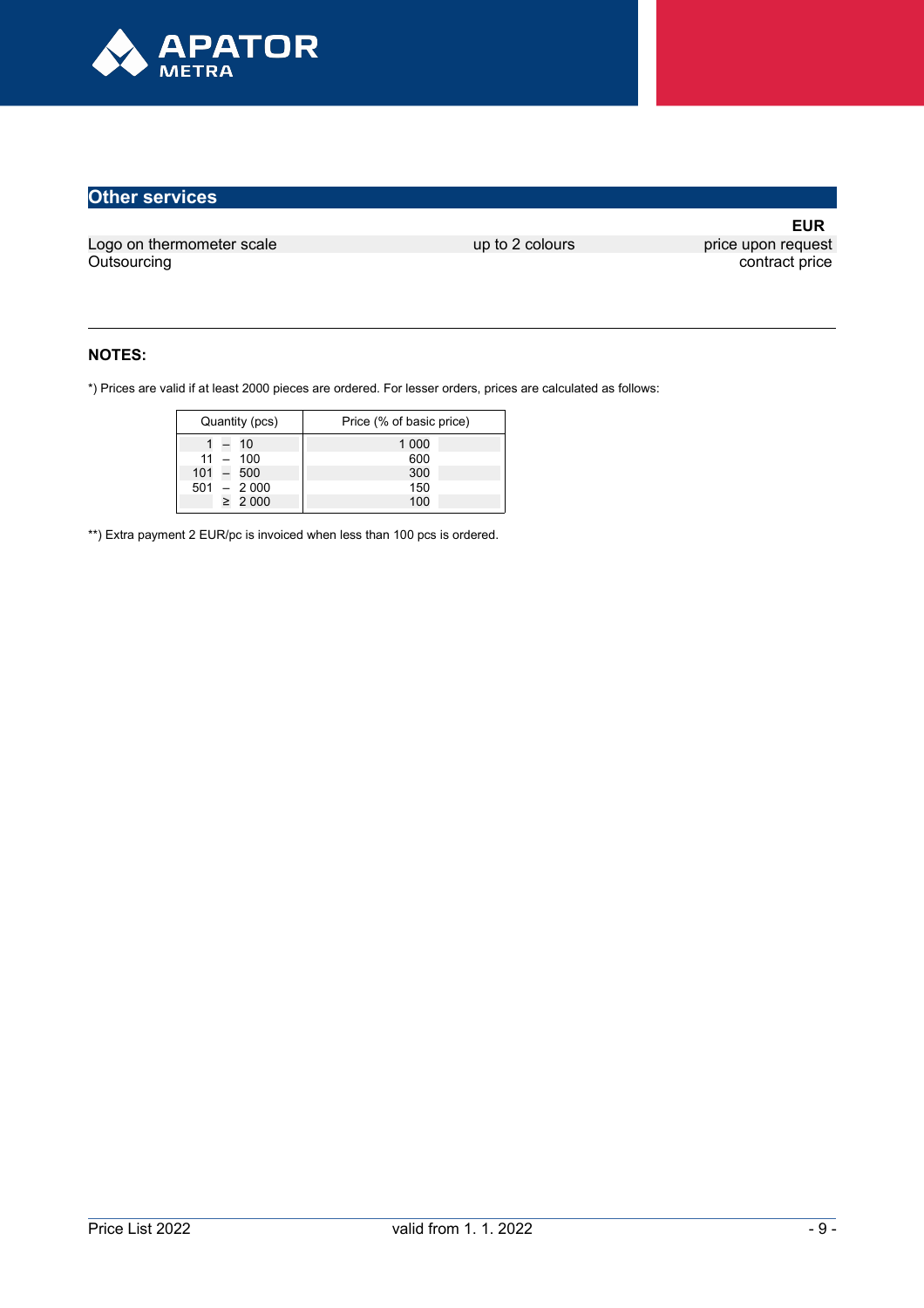## Other services

| | | EUR |
|---|---|---|
| Logo on thermometer scale | up to 2 colours | price upon request |
| Outsourcing | | contract price |

**NOTES:**

*) Prices are valid if at least 2000 pieces are ordered. For lesser orders, prices are calculated as follows:

| Quantity (pcs) | Price (% of basic price) |
|---|---|
| 1 – 10 | 1 000 |
| 11 – 100 | 600 |
| 101 – 500 | 300 |
| 501 – 2 000 | 150 |
| ≥ 2 000 | 100 |

**) Extra payment 2 EUR/pc is invoiced when less than 100 pcs is ordered.